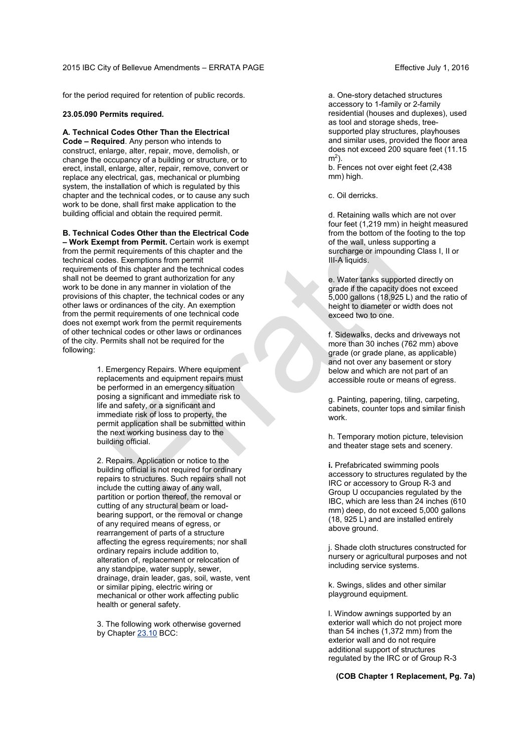for the period required for retention of public records.

**23.05.090 Permits required.**

**A. Technical Codes Other Than the Electrical Code – Required**. Any person who intends to construct, enlarge, alter, repair, move, demolish, or change the occupancy of a building or structure, or to erect, install, enlarge, alter, repair, remove, convert or replace any electrical, gas, mechanical or plumbing system, the installation of which is regulated by this chapter and the technical codes, or to cause any such work to be done, shall first make application to the building official and obtain the required permit.

**B. Technical Codes Other than the Electrical Code – Work Exempt from Permit.** Certain work is exempt from the permit requirements of this chapter and the technical codes. Exemptions from permit requirements of this chapter and the technical codes shall not be deemed to grant authorization for any work to be done in any manner in violation of the provisions of this chapter, the technical codes or any other laws or ordinances of the city. An exemption from the permit requirements of one technical code does not exempt work from the permit requirements of other technical codes or other laws or ordinances of the city. Permits shall not be required for the following:

1. Emergency Repairs. Where equipment replacements and equipment repairs must be performed in an emergency situation posing a significant and immediate risk to life and safety, or a significant and immediate risk of loss to property, the permit application shall be submitted within the next working business day to the building official.

2. Repairs. Application or notice to the building official is not required for ordinary repairs to structures. Such repairs shall not include the cutting away of any wall, partition or portion thereof, the removal or cutting of any structural beam or load-bearing support, or the removal or change of any required means of egress, or rearrangement of parts of a structure affecting the egress requirements; nor shall ordinary repairs include addition to, alteration of, replacement or relocation of any standpipe, water supply, sewer, drainage, drain leader, gas, soil, waste, vent or similar piping, electric wiring or mechanical or other work affecting public health or general safety.

3. The following work otherwise governed by Chapter 23.10 BCC:

a. One-story detached structures accessory to 1-family or 2-family residential (houses and duplexes), used as tool and storage sheds, tree-supported play structures, playhouses and similar uses, provided the floor area does not exceed 200 square feet (11.15 $m^2$).

b. Fences not over eight feet (2,438 mm) high.

c. Oil derricks.

d. Retaining walls which are not over four feet (1,219 mm) in height measured from the bottom of the footing to the top of the wall, unless supporting a surcharge or impounding Class I, II or III-A liquids.

e. Water tanks supported directly on grade if the capacity does not exceed 5,000 gallons (18,925 L) and the ratio of height to diameter or width does not exceed two to one.

f. Sidewalks, decks and driveways not more than 30 inches (762 mm) above grade (or grade plane, as applicable) and not over any basement or story below and which are not part of an accessible route or means of egress.

g. Painting, papering, tiling, carpeting, cabinets, counter tops and similar finish work.

h. Temporary motion picture, television and theater stage sets and scenery.

**i.** Prefabricated swimming pools accessory to structures regulated by the IRC or accessory to Group R-3 and Group U occupancies regulated by the IBC, which are less than 24 inches (610 mm) deep, do not exceed 5,000 gallons (18, 925 L) and are installed entirely above ground.

j. Shade cloth structures constructed for nursery or agricultural purposes and not including service systems.

k. Swings, slides and other similar playground equipment.

l. Window awnings supported by an exterior wall which do not project more than 54 inches (1,372 mm) from the exterior wall and do not require additional support of structures regulated by the IRC or of Group R-3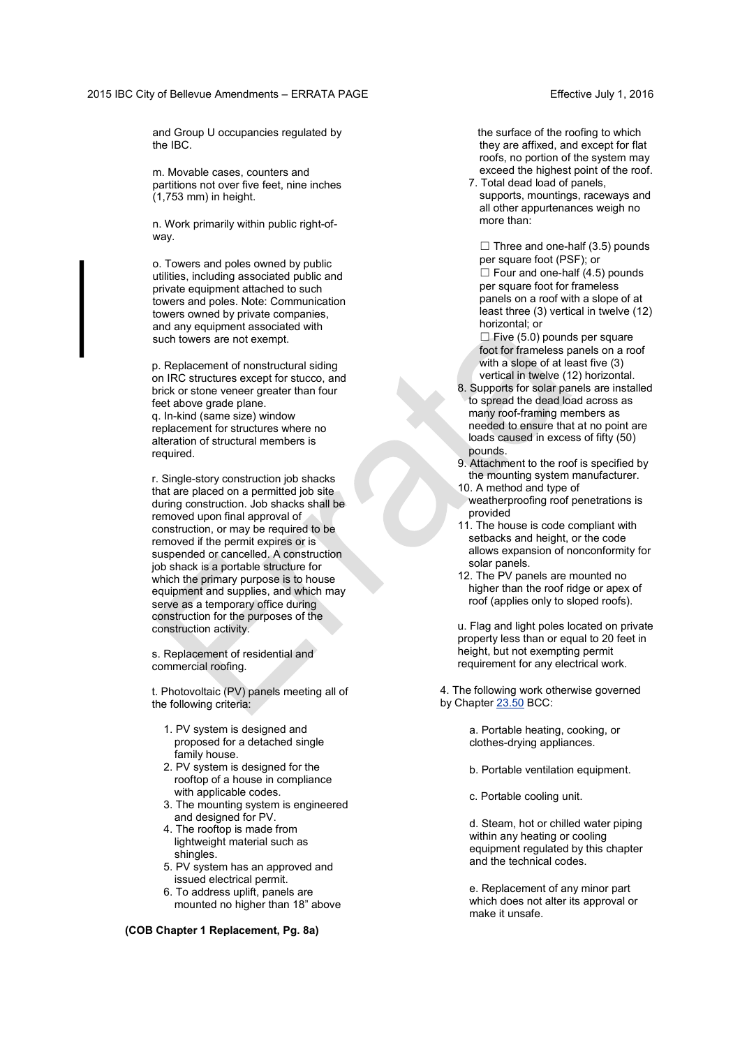and Group U occupancies regulated by the IBC.

m. Movable cases, counters and partitions not over five feet, nine inches (1,753 mm) in height.

n. Work primarily within public right-of-way.

o. Towers and poles owned by public utilities, including associated public and private equipment attached to such towers and poles. Note: Communication towers owned by private companies, and any equipment associated with such towers are not exempt.

p. Replacement of nonstructural siding on IRC structures except for stucco, and brick or stone veneer greater than four feet above grade plane.
q. In-kind (same size) window replacement for structures where no alteration of structural members is required.

r. Single-story construction job shacks that are placed on a permitted job site during construction. Job shacks shall be removed upon final approval of construction, or may be required to be removed if the permit expires or is suspended or cancelled. A construction job shack is a portable structure for which the primary purpose is to house equipment and supplies, and which may serve as a temporary office during construction for the purposes of the construction activity.

s. Replacement of residential and commercial roofing.

t. Photovoltaic (PV) panels meeting all of the following criteria:

1. PV system is designed and proposed for a detached single family house.
2. PV system is designed for the rooftop of a house in compliance with applicable codes.
3. The mounting system is engineered and designed for PV.
4. The rooftop is made from lightweight material such as shingles.
5. PV system has an approved and issued electrical permit.
6. To address uplift, panels are mounted no higher than 18” above the surface of the roofing to which they are affixed, and except for flat roofs, no portion of the system may exceed the highest point of the roof.
7. Total dead load of panels, supports, mountings, raceways and all other appurtenances weigh no more than:

   ☐ Three and one-half (3.5) pounds per square foot (PSF); or
   ☐ Four and one-half (4.5) pounds per square foot for frameless panels on a roof with a slope of at least three (3) vertical in twelve (12) horizontal; or
   ☐ Five (5.0) pounds per square foot for frameless panels on a roof with a slope of at least five (3) vertical in twelve (12) horizontal.
8. Supports for solar panels are installed to spread the dead load across as many roof-framing members as needed to ensure that at no point are loads caused in excess of fifty (50) pounds.
9. Attachment to the roof is specified by the mounting system manufacturer.
10. A method and type of weatherproofing roof penetrations is provided
11. The house is code compliant with setbacks and height, or the code allows expansion of nonconformity for solar panels.
12. The PV panels are mounted no higher than the roof ridge or apex of roof (applies only to sloped roofs).

u. Flag and light poles located on private property less than or equal to 20 feet in height, but not exempting permit requirement for any electrical work.

4. The following work otherwise governed by Chapter 23.50 BCC:

a. Portable heating, cooking, or clothes-drying appliances.

b. Portable ventilation equipment.

c. Portable cooling unit.

d. Steam, hot or chilled water piping within any heating or cooling equipment regulated by this chapter and the technical codes.

e. Replacement of any minor part which does not alter its approval or make it unsafe.

**(COB Chapter 1 Replacement, Pg. 8a)**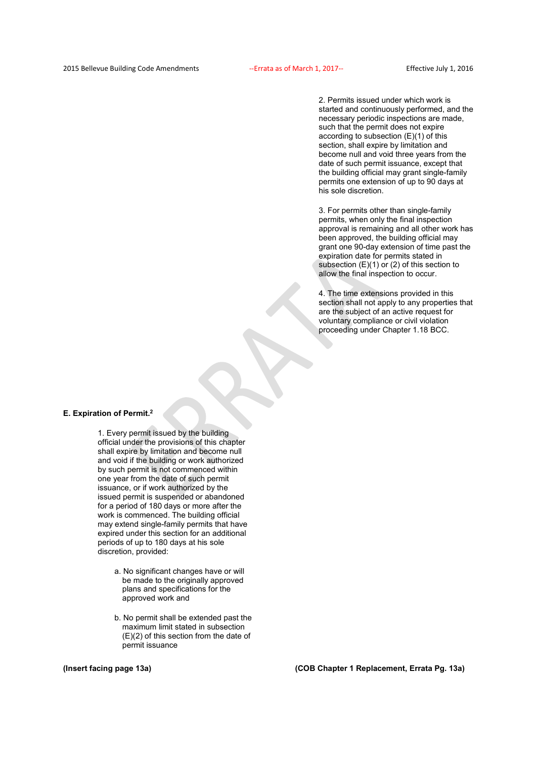2. Permits issued under which work is started and continuously performed, and the necessary periodic inspections are made, such that the permit does not expire according to subsection (E)(1) of this section, shall expire by limitation and become null and void three years from the date of such permit issuance, except that the building official may grant single-family permits one extension of up to 90 days at his sole discretion.

3. For permits other than single-family permits, when only the final inspection approval is remaining and all other work has been approved, the building official may grant one 90-day extension of time past the expiration date for permits stated in subsection (E)(1) or (2) of this section to allow the final inspection to occur.

4. The time extensions provided in this section shall not apply to any properties that are the subject of an active request for voluntary compliance or civil violation proceeding under Chapter 1.18 BCC.

**E. Expiration of Permit.**[2]

1. Every permit issued by the building official under the provisions of this chapter shall expire by limitation and become null and void if the building or work authorized by such permit is not commenced within one year from the date of such permit issuance, or if work authorized by the issued permit is suspended or abandoned for a period of 180 days or more after the work is commenced. The building official may extend single-family permits that have expired under this section for an additional periods of up to 180 days at his sole discretion, provided:

   a. No significant changes have or will be made to the originally approved plans and specifications for the approved work and

   b. No permit shall be extended past the maximum limit stated in subsection (E)(2) of this section from the date of permit issuance

**(Insert facing page 13a)**

**(COB Chapter 1 Replacement, Errata Pg. 13a)**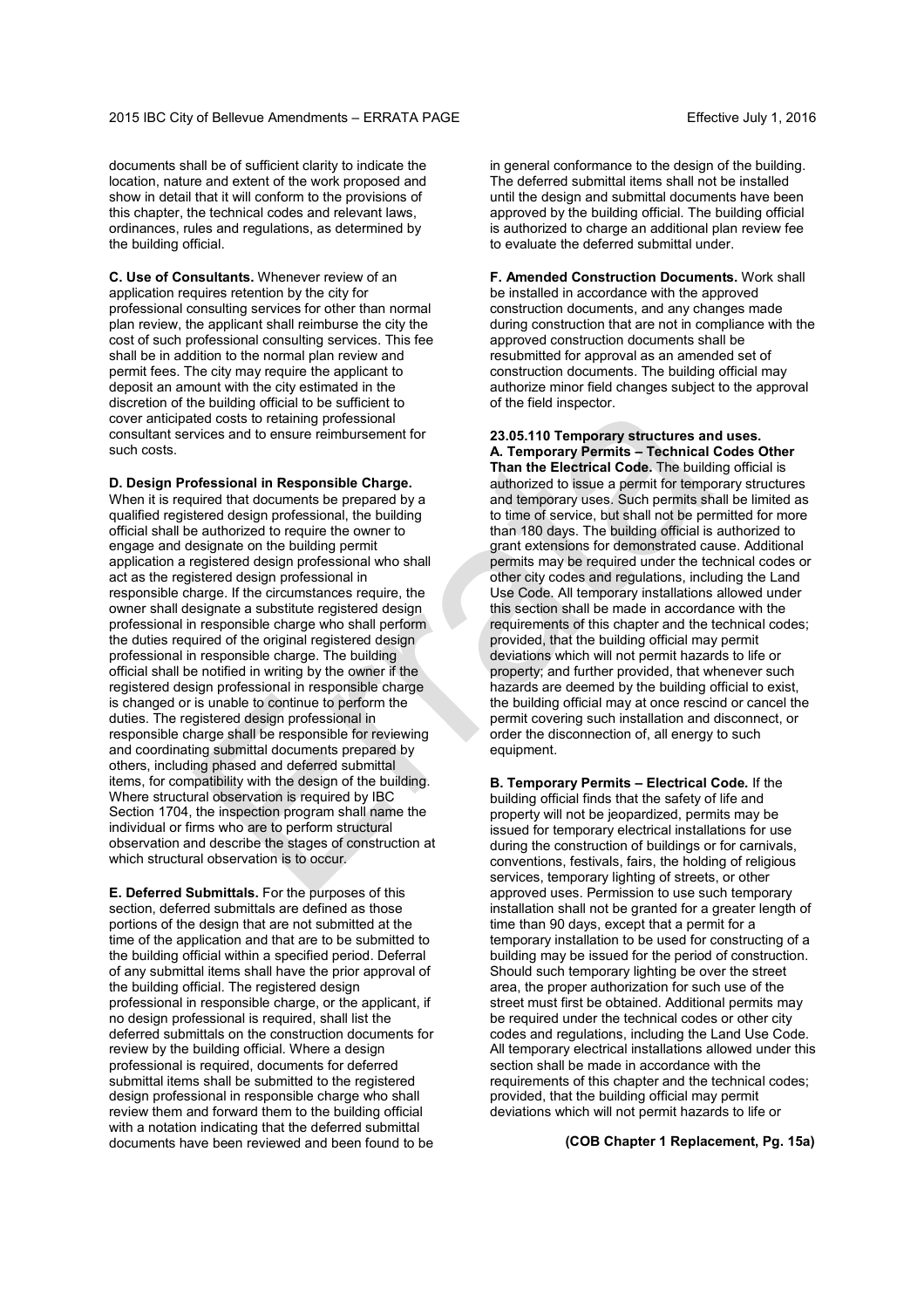documents shall be of sufficient clarity to indicate the location, nature and extent of the work proposed and show in detail that it will conform to the provisions of this chapter, the technical codes and relevant laws, ordinances, rules and regulations, as determined by the building official.

**C. Use of Consultants.** Whenever review of an application requires retention by the city for professional consulting services for other than normal plan review, the applicant shall reimburse the city the cost of such professional consulting services. This fee shall be in addition to the normal plan review and permit fees. The city may require the applicant to deposit an amount with the city estimated in the discretion of the building official to be sufficient to cover anticipated costs to retaining professional consultant services and to ensure reimbursement for such costs.

**D. Design Professional in Responsible Charge.** When it is required that documents be prepared by a qualified registered design professional, the building official shall be authorized to require the owner to engage and designate on the building permit application a registered design professional who shall act as the registered design professional in responsible charge. If the circumstances require, the owner shall designate a substitute registered design professional in responsible charge who shall perform the duties required of the original registered design professional in responsible charge. The building official shall be notified in writing by the owner if the registered design professional in responsible charge is changed or is unable to continue to perform the duties. The registered design professional in responsible charge shall be responsible for reviewing and coordinating submittal documents prepared by others, including phased and deferred submittal items, for compatibility with the design of the building. Where structural observation is required by IBC Section 1704, the inspection program shall name the individual or firms who are to perform structural observation and describe the stages of construction at which structural observation is to occur.

**E. Deferred Submittals.** For the purposes of this section, deferred submittals are defined as those portions of the design that are not submitted at the time of the application and that are to be submitted to the building official within a specified period. Deferral of any submittal items shall have the prior approval of the building official. The registered design professional in responsible charge, or the applicant, if no design professional is required, shall list the deferred submittals on the construction documents for review by the building official. Where a design professional is required, documents for deferred submittal items shall be submitted to the registered design professional in responsible charge who shall review them and forward them to the building official with a notation indicating that the deferred submittal documents have been reviewed and been found to be in general conformance to the design of the building. The deferred submittal items shall not be installed until the design and submittal documents have been approved by the building official. The building official is authorized to charge an additional plan review fee to evaluate the deferred submittal under.

**F. Amended Construction Documents.** Work shall be installed in accordance with the approved construction documents, and any changes made during construction that are not in compliance with the approved construction documents shall be resubmitted for approval as an amended set of construction documents. The building official may authorize minor field changes subject to the approval of the field inspector.

**23.05.110 Temporary structures and uses.**

**A. Temporary Permits – Technical Codes Other Than the Electrical Code.** The building official is authorized to issue a permit for temporary structures and temporary uses. Such permits shall be limited as to time of service, but shall not be permitted for more than 180 days. The building official is authorized to grant extensions for demonstrated cause. Additional permits may be required under the technical codes or other city codes and regulations, including the Land Use Code. All temporary installations allowed under this section shall be made in accordance with the requirements of this chapter and the technical codes; provided, that the building official may permit deviations which will not permit hazards to life or property; and further provided, that whenever such hazards are deemed by the building official to exist, the building official may at once rescind or cancel the permit covering such installation and disconnect, or order the disconnection of, all energy to such equipment.

**B. Temporary Permits – Electrical Code.** If the building official finds that the safety of life and property will not be jeopardized, permits may be issued for temporary electrical installations for use during the construction of buildings or for carnivals, conventions, festivals, fairs, the holding of religious services, temporary lighting of streets, or other approved uses. Permission to use such temporary installation shall not be granted for a greater length of time than 90 days, except that a permit for a temporary installation to be used for constructing of a building may be issued for the period of construction. Should such temporary lighting be over the street area, the proper authorization for such use of the street must first be obtained. Additional permits may be required under the technical codes or other city codes and regulations, including the Land Use Code. All temporary electrical installations allowed under this section shall be made in accordance with the requirements of this chapter and the technical codes; provided, that the building official may permit deviations which will not permit hazards to life or

**(COB Chapter 1 Replacement, Pg. 15a)**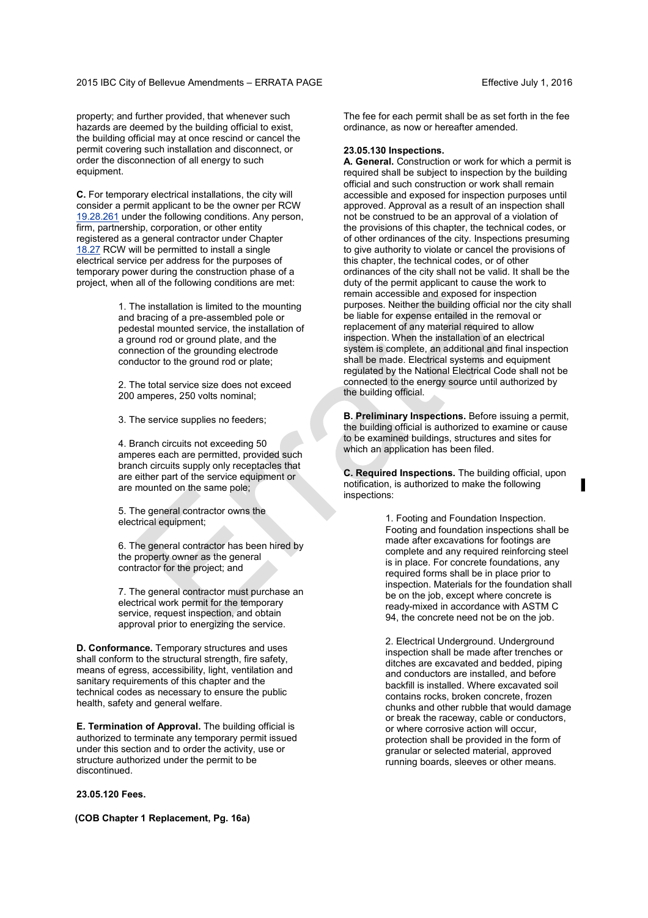property; and further provided, that whenever such hazards are deemed by the building official to exist, the building official may at once rescind or cancel the permit covering such installation and disconnect, or order the disconnection of all energy to such equipment.

**C.** For temporary electrical installations, the city will consider a permit applicant to be the owner per RCW 19.28.261 under the following conditions. Any person, firm, partnership, corporation, or other entity registered as a general contractor under Chapter 18.27 RCW will be permitted to install a single electrical service per address for the purposes of temporary power during the construction phase of a project, when all of the following conditions are met:

1. The installation is limited to the mounting and bracing of a pre-assembled pole or pedestal mounted service, the installation of a ground rod or ground plate, and the connection of the grounding electrode conductor to the ground rod or plate;

2. The total service size does not exceed 200 amperes, 250 volts nominal;

3. The service supplies no feeders;

4. Branch circuits not exceeding 50 amperes each are permitted, provided such branch circuits supply only receptacles that are either part of the service equipment or are mounted on the same pole;

5. The general contractor owns the electrical equipment;

6. The general contractor has been hired by the property owner as the general contractor for the project; and

7. The general contractor must purchase an electrical work permit for the temporary service, request inspection, and obtain approval prior to energizing the service.

**D. Conformance.** Temporary structures and uses shall conform to the structural strength, fire safety, means of egress, accessibility, light, ventilation and sanitary requirements of this chapter and the technical codes as necessary to ensure the public health, safety and general welfare.

**E. Termination of Approval.** The building official is authorized to terminate any temporary permit issued under this section and to order the activity, use or structure authorized under the permit to be discontinued.

**23.05.120 Fees.**

The fee for each permit shall be as set forth in the fee ordinance, as now or hereafter amended.

**23.05.130 Inspections.**

**A. General.** Construction or work for which a permit is required shall be subject to inspection by the building official and such construction or work shall remain accessible and exposed for inspection purposes until approved. Approval as a result of an inspection shall not be construed to be an approval of a violation of the provisions of this chapter, the technical codes, or of other ordinances of the city. Inspections presuming to give authority to violate or cancel the provisions of this chapter, the technical codes, or of other ordinances of the city shall not be valid. It shall be the duty of the permit applicant to cause the work to remain accessible and exposed for inspection purposes. Neither the building official nor the city shall be liable for expense entailed in the removal or replacement of any material required to allow inspection. When the installation of an electrical system is complete, an additional and final inspection shall be made. Electrical systems and equipment regulated by the National Electrical Code shall not be connected to the energy source until authorized by the building official.

**B. Preliminary Inspections.** Before issuing a permit, the building official is authorized to examine or cause to be examined buildings, structures and sites for which an application has been filed.

**C. Required Inspections.** The building official, upon notification, is authorized to make the following inspections:

1. Footing and Foundation Inspection. Footing and foundation inspections shall be made after excavations for footings are complete and any required reinforcing steel is in place. For concrete foundations, any required forms shall be in place prior to inspection. Materials for the foundation shall be on the job, except where concrete is ready-mixed in accordance with ASTM C 94, the concrete need not be on the job.

2. Electrical Underground. Underground inspection shall be made after trenches or ditches are excavated and bedded, piping and conductors are installed, and before backfill is installed. Where excavated soil contains rocks, broken concrete, frozen chunks and other rubble that would damage or break the raceway, cable or conductors, or where corrosive action will occur, protection shall be provided in the form of granular or selected material, approved running boards, sleeves or other means.

**(COB Chapter 1 Replacement, Pg. 16a)**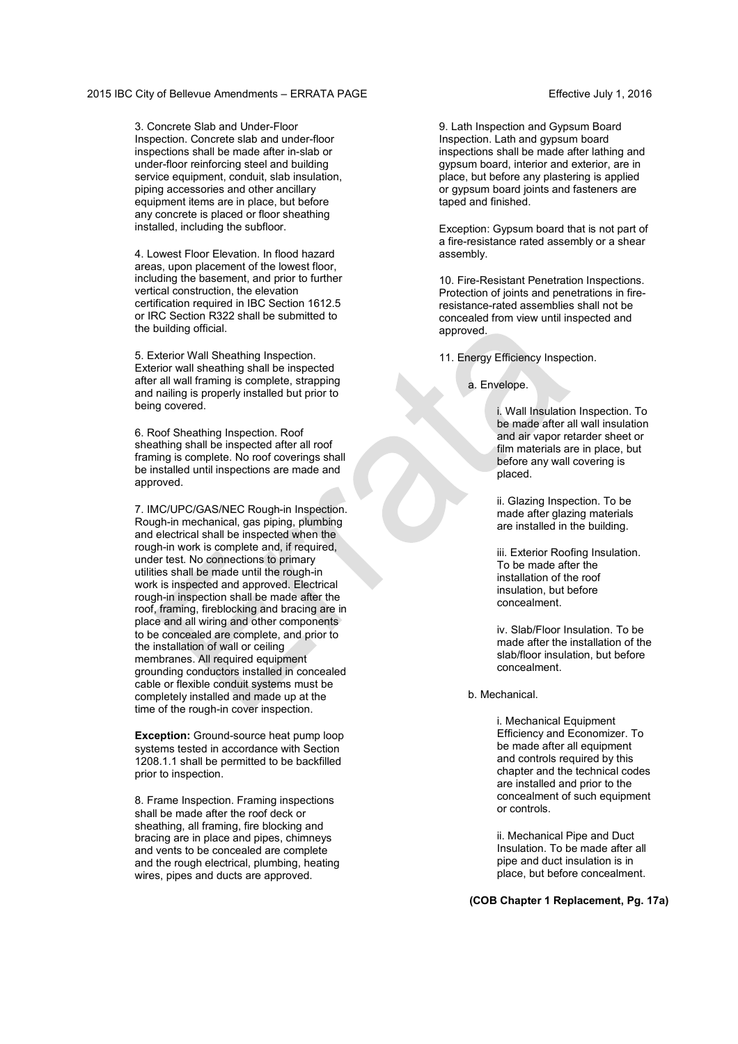3. Concrete Slab and Under-Floor Inspection. Concrete slab and under-floor inspections shall be made after in-slab or under-floor reinforcing steel and building service equipment, conduit, slab insulation, piping accessories and other ancillary equipment items are in place, but before any concrete is placed or floor sheathing installed, including the subfloor.

4. Lowest Floor Elevation. In flood hazard areas, upon placement of the lowest floor, including the basement, and prior to further vertical construction, the elevation certification required in IBC Section 1612.5 or IRC Section R322 shall be submitted to the building official.

5. Exterior Wall Sheathing Inspection. Exterior wall sheathing shall be inspected after all wall framing is complete, strapping and nailing is properly installed but prior to being covered.

6. Roof Sheathing Inspection. Roof sheathing shall be inspected after all roof framing is complete. No roof coverings shall be installed until inspections are made and approved.

7. IMC/UPC/GAS/NEC Rough-in Inspection. Rough-in mechanical, gas piping, plumbing and electrical shall be inspected when the rough-in work is complete and, if required, under test. No connections to primary utilities shall be made until the rough-in work is inspected and approved. Electrical rough-in inspection shall be made after the roof, framing, fireblocking and bracing are in place and all wiring and other components to be concealed are complete, and prior to the installation of wall or ceiling membranes. All required equipment grounding conductors installed in concealed cable or flexible conduit systems must be completely installed and made up at the time of the rough-in cover inspection.

**Exception:** Ground-source heat pump loop systems tested in accordance with Section 1208.1.1 shall be permitted to be backfilled prior to inspection.

8. Frame Inspection. Framing inspections shall be made after the roof deck or sheathing, all framing, fire blocking and bracing are in place and pipes, chimneys and vents to be concealed are complete and the rough electrical, plumbing, heating wires, pipes and ducts are approved.

9. Lath Inspection and Gypsum Board Inspection. Lath and gypsum board inspections shall be made after lathing and gypsum board, interior and exterior, are in place, but before any plastering is applied or gypsum board joints and fasteners are taped and finished.

Exception: Gypsum board that is not part of a fire-resistance rated assembly or a shear assembly.

10. Fire-Resistant Penetration Inspections. Protection of joints and penetrations in fire-resistance-rated assemblies shall not be concealed from view until inspected and approved.

11. Energy Efficiency Inspection.

a. Envelope.

i. Wall Insulation Inspection. To be made after all wall insulation and air vapor retarder sheet or film materials are in place, but before any wall covering is placed.

ii. Glazing Inspection. To be made after glazing materials are installed in the building.

iii. Exterior Roofing Insulation. To be made after the installation of the roof insulation, but before concealment.

iv. Slab/Floor Insulation. To be made after the installation of the slab/floor insulation, but before concealment.

b. Mechanical.

i. Mechanical Equipment Efficiency and Economizer. To be made after all equipment and controls required by this chapter and the technical codes are installed and prior to the concealment of such equipment or controls.

ii. Mechanical Pipe and Duct Insulation. To be made after all pipe and duct insulation is in place, but before concealment.

**(COB Chapter 1 Replacement, Pg. 17a)**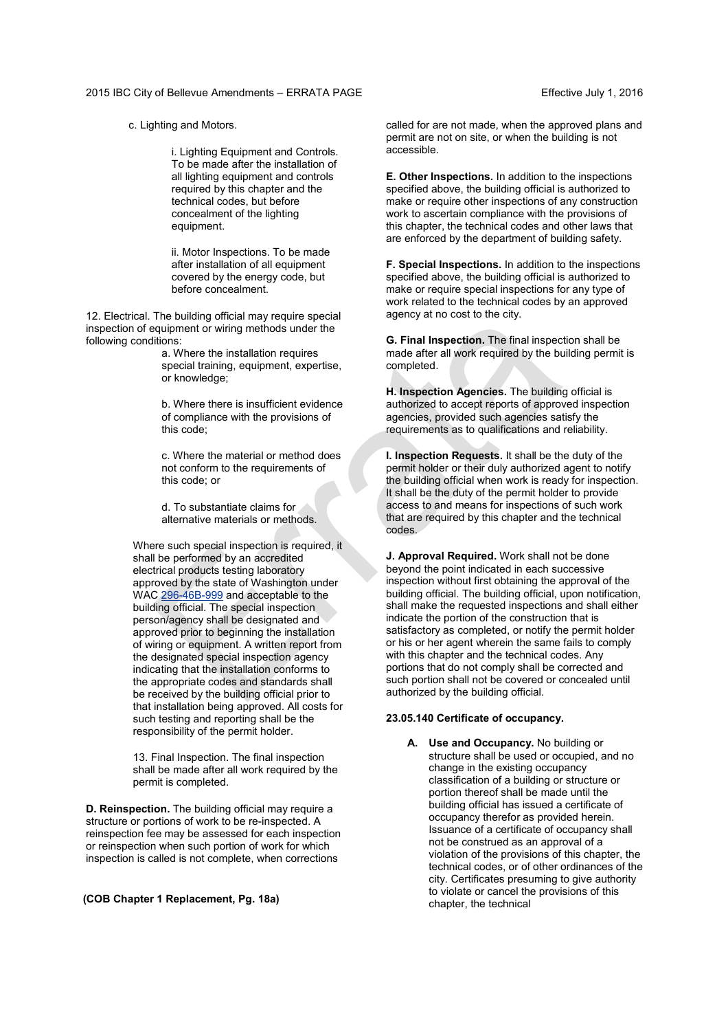c. Lighting and Motors.

i. Lighting Equipment and Controls. To be made after the installation of all lighting equipment and controls required by this chapter and the technical codes, but before concealment of the lighting equipment.

ii. Motor Inspections. To be made after installation of all equipment covered by the energy code, but before concealment.

12. Electrical. The building official may require special inspection of equipment or wiring methods under the following conditions:

a. Where the installation requires special training, equipment, expertise, or knowledge;

b. Where there is insufficient evidence of compliance with the provisions of this code;

c. Where the material or method does not conform to the requirements of this code; or

d. To substantiate claims for alternative materials or methods.

Where such special inspection is required, it shall be performed by an accredited electrical products testing laboratory approved by the state of Washington under WAC 296-46B-999 and acceptable to the building official. The special inspection person/agency shall be designated and approved prior to beginning the installation of wiring or equipment. A written report from the designated special inspection agency indicating that the installation conforms to the appropriate codes and standards shall be received by the building official prior to that installation being approved. All costs for such testing and reporting shall be the responsibility of the permit holder.

13. Final Inspection. The final inspection shall be made after all work required by the permit is completed.

**D. Reinspection.** The building official may require a structure or portions of work to be re-inspected. A reinspection fee may be assessed for each inspection or reinspection when such portion of work for which inspection is called is not complete, when corrections called for are not made, when the approved plans and permit are not on site, or when the building is not accessible.

**E. Other Inspections.** In addition to the inspections specified above, the building official is authorized to make or require other inspections of any construction work to ascertain compliance with the provisions of this chapter, the technical codes and other laws that are enforced by the department of building safety.

**F. Special Inspections.** In addition to the inspections specified above, the building official is authorized to make or require special inspections for any type of work related to the technical codes by an approved agency at no cost to the city.

**G. Final Inspection.** The final inspection shall be made after all work required by the building permit is completed.

**H. Inspection Agencies.** The building official is authorized to accept reports of approved inspection agencies, provided such agencies satisfy the requirements as to qualifications and reliability.

**I. Inspection Requests.** It shall be the duty of the permit holder or their duly authorized agent to notify the building official when work is ready for inspection. It shall be the duty of the permit holder to provide access to and means for inspections of such work that are required by this chapter and the technical codes.

**J. Approval Required.** Work shall not be done beyond the point indicated in each successive inspection without first obtaining the approval of the building official. The building official, upon notification, shall make the requested inspections and shall either indicate the portion of the construction that is satisfactory as completed, or notify the permit holder or his or her agent wherein the same fails to comply with this chapter and the technical codes. Any portions that do not comply shall be corrected and such portion shall not be covered or concealed until authorized by the building official.

**23.05.140 Certificate of occupancy.**

**A. Use and Occupancy.** No building or structure shall be used or occupied, and no change in the existing occupancy classification of a building or structure or portion thereof shall be made until the building official has issued a certificate of occupancy therefor as provided herein. Issuance of a certificate of occupancy shall not be construed as an approval of a violation of the provisions of this chapter, the technical codes, or of other ordinances of the city. Certificates presuming to give authority to violate or cancel the provisions of this chapter, the technical

**(COB Chapter 1 Replacement, Pg. 18a)**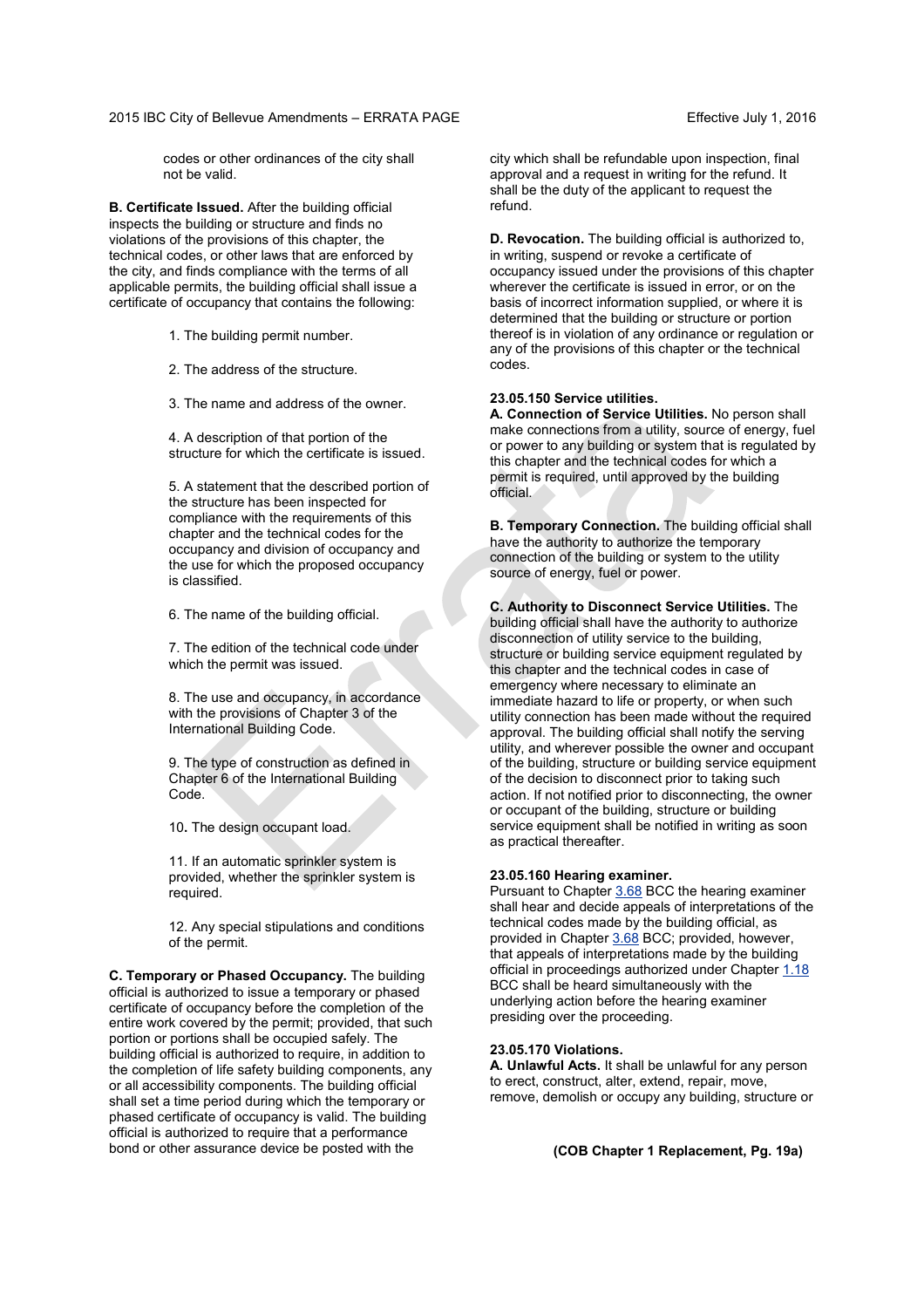codes or other ordinances of the city shall not be valid.

**B. Certificate Issued.** After the building official inspects the building or structure and finds no violations of the provisions of this chapter, the technical codes, or other laws that are enforced by the city, and finds compliance with the terms of all applicable permits, the building official shall issue a certificate of occupancy that contains the following:

1. The building permit number.

2. The address of the structure.

3. The name and address of the owner.

4. A description of that portion of the structure for which the certificate is issued.

5. A statement that the described portion of the structure has been inspected for compliance with the requirements of this chapter and the technical codes for the occupancy and division of occupancy and the use for which the proposed occupancy is classified.

6. The name of the building official.

7. The edition of the technical code under which the permit was issued.

8. The use and occupancy, in accordance with the provisions of Chapter 3 of the International Building Code.

9. The type of construction as defined in Chapter 6 of the International Building Code.

10**.** The design occupant load.

11. If an automatic sprinkler system is provided, whether the sprinkler system is required.

12. Any special stipulations and conditions of the permit.

**C. Temporary or Phased Occupancy.** The building official is authorized to issue a temporary or phased certificate of occupancy before the completion of the entire work covered by the permit; provided, that such portion or portions shall be occupied safely. The building official is authorized to require, in addition to the completion of life safety building components, any or all accessibility components. The building official shall set a time period during which the temporary or phased certificate of occupancy is valid. The building official is authorized to require that a performance bond or other assurance device be posted with the city which shall be refundable upon inspection, final approval and a request in writing for the refund. It shall be the duty of the applicant to request the refund.

**D. Revocation.** The building official is authorized to, in writing, suspend or revoke a certificate of occupancy issued under the provisions of this chapter wherever the certificate is issued in error, or on the basis of incorrect information supplied, or where it is determined that the building or structure or portion thereof is in violation of any ordinance or regulation or any of the provisions of this chapter or the technical codes.

**23.05.150 Service utilities.**
**A. Connection of Service Utilities.** No person shall make connections from a utility, source of energy, fuel or power to any building or system that is regulated by this chapter and the technical codes for which a permit is required, until approved by the building official.

**B. Temporary Connection.** The building official shall have the authority to authorize the temporary connection of the building or system to the utility source of energy, fuel or power.

**C. Authority to Disconnect Service Utilities.** The building official shall have the authority to authorize disconnection of utility service to the building, structure or building service equipment regulated by this chapter and the technical codes in case of emergency where necessary to eliminate an immediate hazard to life or property, or when such utility connection has been made without the required approval. The building official shall notify the serving utility, and wherever possible the owner and occupant of the building, structure or building service equipment of the decision to disconnect prior to taking such action. If not notified prior to disconnecting, the owner or occupant of the building, structure or building service equipment shall be notified in writing as soon as practical thereafter.

**23.05.160 Hearing examiner.**
Pursuant to Chapter 3.68 BCC the hearing examiner shall hear and decide appeals of interpretations of the technical codes made by the building official, as provided in Chapter 3.68 BCC; provided, however, that appeals of interpretations made by the building official in proceedings authorized under Chapter 1.18 BCC shall be heard simultaneously with the underlying action before the hearing examiner presiding over the proceeding.

**23.05.170 Violations.**
**A. Unlawful Acts.** It shall be unlawful for any person to erect, construct, alter, extend, repair, move, remove, demolish or occupy any building, structure or

**(COB Chapter 1 Replacement, Pg. 19a)**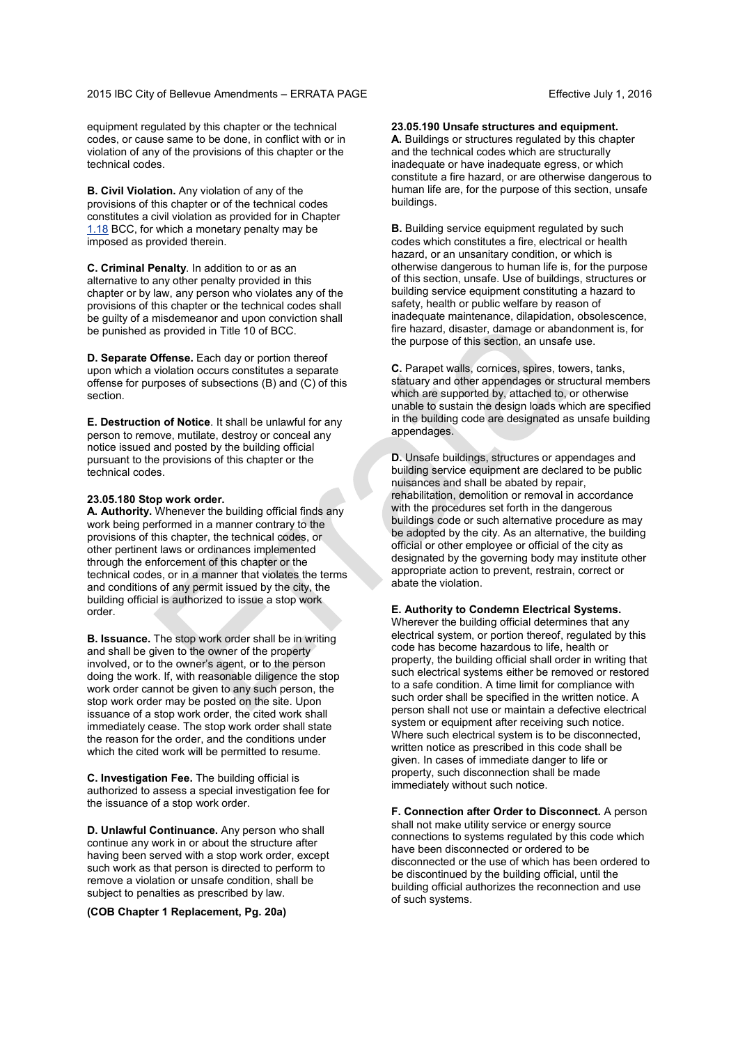equipment regulated by this chapter or the technical codes, or cause same to be done, in conflict with or in violation of any of the provisions of this chapter or the technical codes.

**B. Civil Violation.** Any violation of any of the provisions of this chapter or of the technical codes constitutes a civil violation as provided for in Chapter 1.18 BCC, for which a monetary penalty may be imposed as provided therein.

**C. Criminal Penalty**. In addition to or as an alternative to any other penalty provided in this chapter or by law, any person who violates any of the provisions of this chapter or the technical codes shall be guilty of a misdemeanor and upon conviction shall be punished as provided in Title 10 of BCC.

**D. Separate Offense.** Each day or portion thereof upon which a violation occurs constitutes a separate offense for purposes of subsections (B) and (C) of this section.

**E. Destruction of Notice**. It shall be unlawful for any person to remove, mutilate, destroy or conceal any notice issued and posted by the building official pursuant to the provisions of this chapter or the technical codes.

**23.05.180 Stop work order.**

**A. Authority.** Whenever the building official finds any work being performed in a manner contrary to the provisions of this chapter, the technical codes, or other pertinent laws or ordinances implemented through the enforcement of this chapter or the technical codes, or in a manner that violates the terms and conditions of any permit issued by the city, the building official is authorized to issue a stop work order.

**B. Issuance.** The stop work order shall be in writing and shall be given to the owner of the property involved, or to the owner's agent, or to the person doing the work. If, with reasonable diligence the stop work order cannot be given to any such person, the stop work order may be posted on the site. Upon issuance of a stop work order, the cited work shall immediately cease. The stop work order shall state the reason for the order, and the conditions under which the cited work will be permitted to resume.

**C. Investigation Fee.** The building official is authorized to assess a special investigation fee for the issuance of a stop work order.

**D. Unlawful Continuance.** Any person who shall continue any work in or about the structure after having been served with a stop work order, except such work as that person is directed to perform to remove a violation or unsafe condition, shall be subject to penalties as prescribed by law.

**(COB Chapter 1 Replacement, Pg. 20a)**

**23.05.190 Unsafe structures and equipment.**

**A.** Buildings or structures regulated by this chapter and the technical codes which are structurally inadequate or have inadequate egress, or which constitute a fire hazard, or are otherwise dangerous to human life are, for the purpose of this section, unsafe buildings.

**B.** Building service equipment regulated by such codes which constitutes a fire, electrical or health hazard, or an unsanitary condition, or which is otherwise dangerous to human life is, for the purpose of this section, unsafe. Use of buildings, structures or building service equipment constituting a hazard to safety, health or public welfare by reason of inadequate maintenance, dilapidation, obsolescence, fire hazard, disaster, damage or abandonment is, for the purpose of this section, an unsafe use.

**C.** Parapet walls, cornices, spires, towers, tanks, statuary and other appendages or structural members which are supported by, attached to, or otherwise unable to sustain the design loads which are specified in the building code are designated as unsafe building appendages.

**D.** Unsafe buildings, structures or appendages and building service equipment are declared to be public nuisances and shall be abated by repair, rehabilitation, demolition or removal in accordance with the procedures set forth in the dangerous buildings code or such alternative procedure as may be adopted by the city. As an alternative, the building official or other employee or official of the city as designated by the governing body may institute other appropriate action to prevent, restrain, correct or abate the violation.

**E. Authority to Condemn Electrical Systems.** Wherever the building official determines that any electrical system, or portion thereof, regulated by this code has become hazardous to life, health or property, the building official shall order in writing that such electrical systems either be removed or restored to a safe condition. A time limit for compliance with such order shall be specified in the written notice. A person shall not use or maintain a defective electrical system or equipment after receiving such notice. Where such electrical system is to be disconnected, written notice as prescribed in this code shall be given. In cases of immediate danger to life or property, such disconnection shall be made immediately without such notice.

**F. Connection after Order to Disconnect.** A person shall not make utility service or energy source connections to systems regulated by this code which have been disconnected or ordered to be disconnected or the use of which has been ordered to be discontinued by the building official, until the building official authorizes the reconnection and use of such systems.